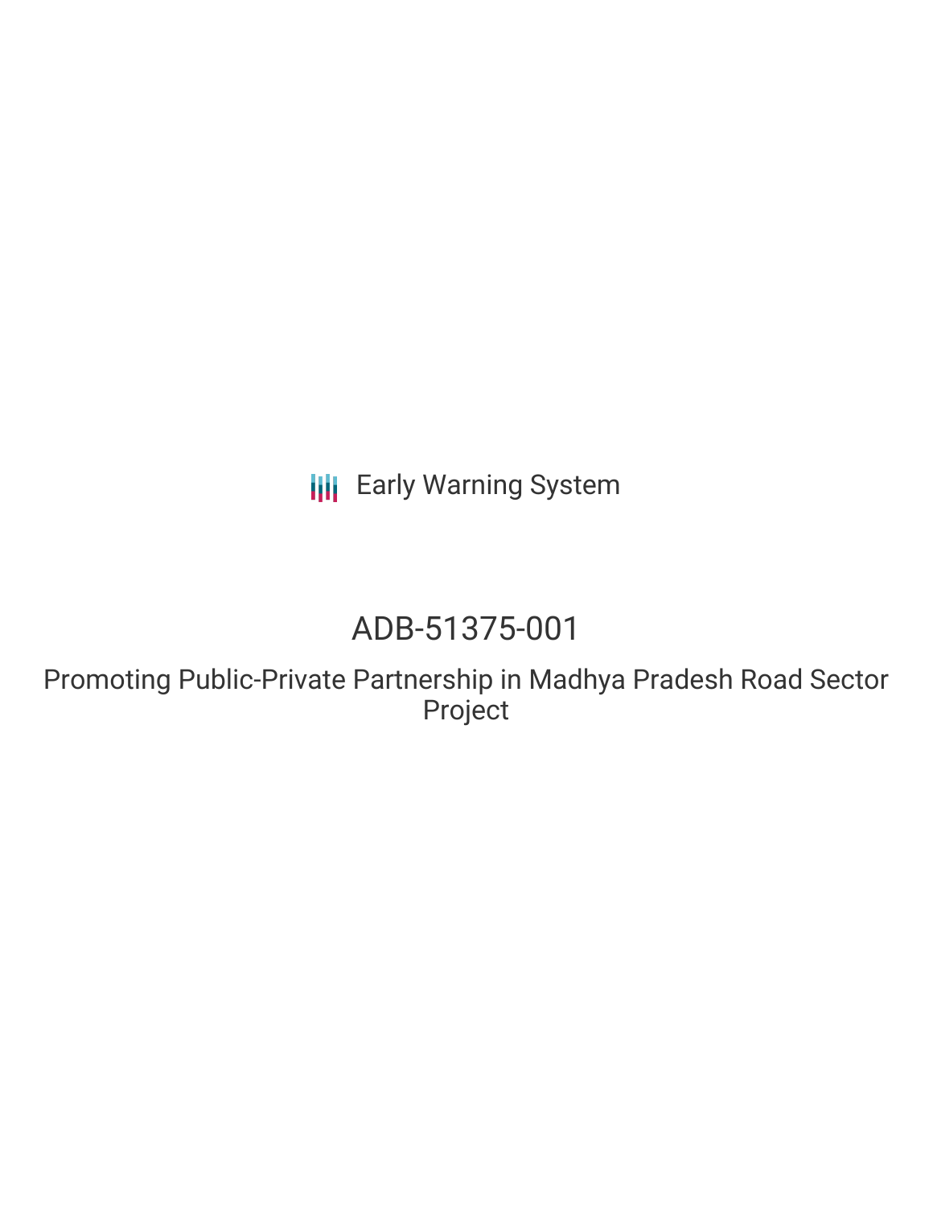Early Warning System

# ADB-51375-001

## Promoting Public-Private Partnership in Madhya Pradesh Road Sector Project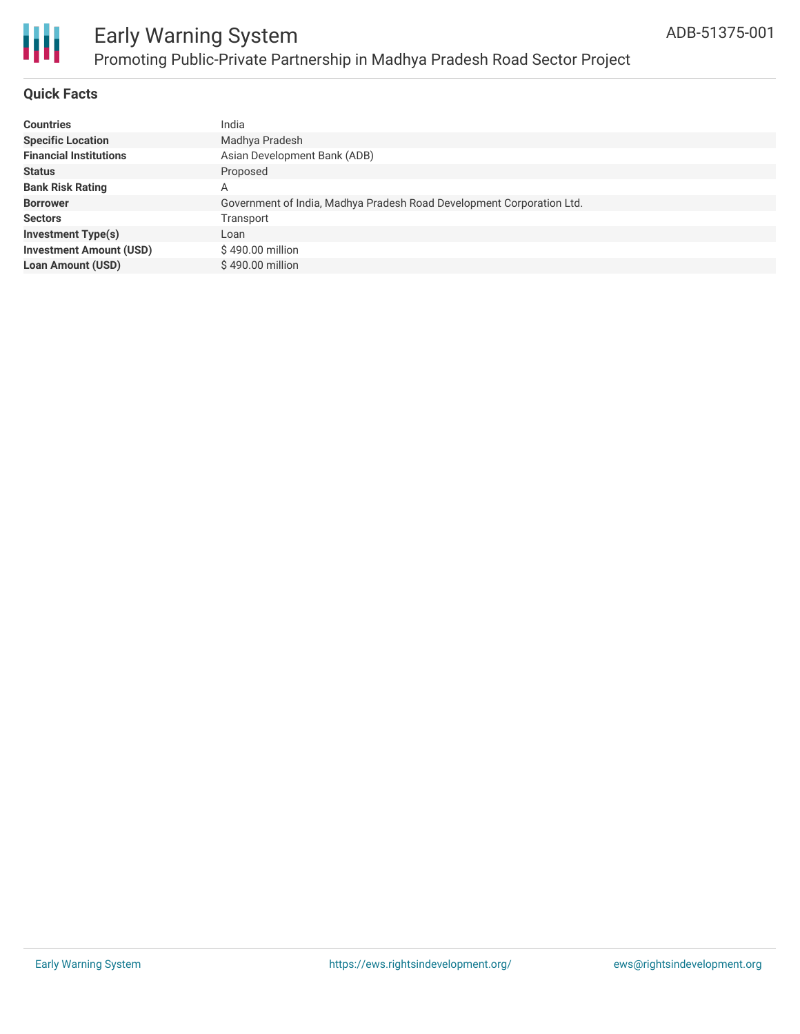## Quick Facts

| | |
|---|---|
| **Countries** | India |
| **Specific Location** | Madhya Pradesh |
| **Financial Institutions** | Asian Development Bank (ADB) |
| **Status** | Proposed |
| **Bank Risk Rating** | A |
| **Borrower** | Government of India, Madhya Pradesh Road Development Corporation Ltd. |
| **Sectors** | Transport |
| **Investment Type(s)** | Loan |
| **Investment Amount (USD)** | $ 490.00 million |
| **Loan Amount (USD)** | $ 490.00 million |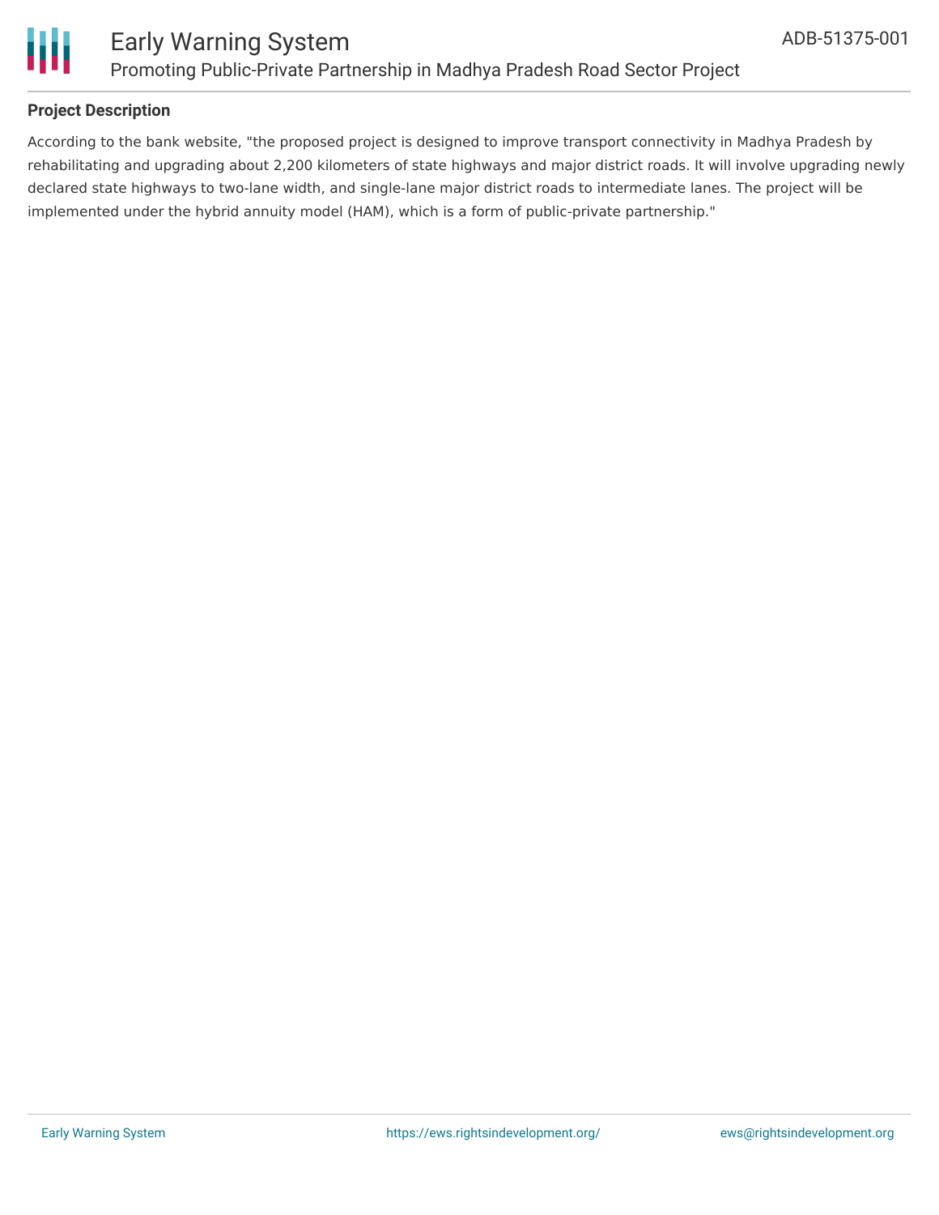### Project Description

According to the bank website, "the proposed project is designed to improve transport connectivity in Madhya Pradesh by rehabilitating and upgrading about 2,200 kilometers of state highways and major district roads. It will involve upgrading newly declared state highways to two-lane width, and single-lane major district roads to intermediate lanes. The project will be implemented under the hybrid annuity model (HAM), which is a form of public-private partnership."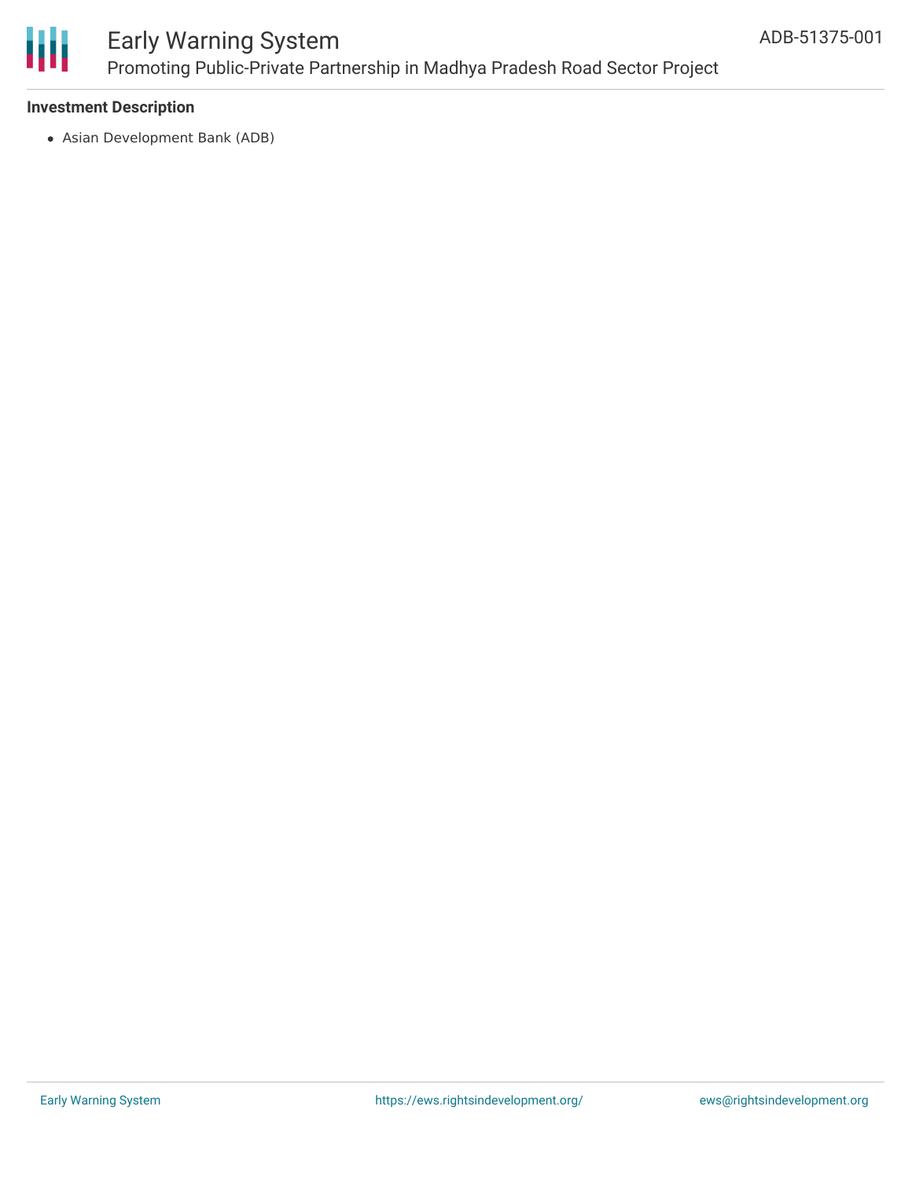### Investment Description

- Asian Development Bank (ADB)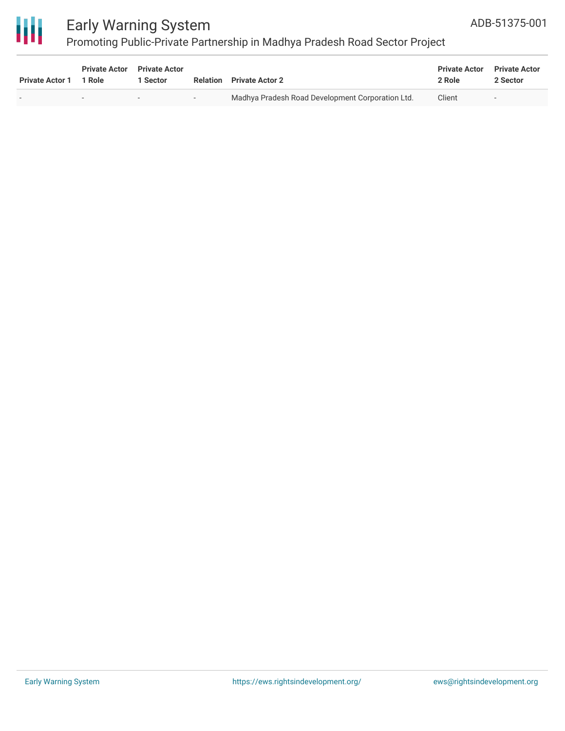| Private Actor 1 | Private Actor 1 Role | Private Actor 1 Sector | Relation | Private Actor 2 | Private Actor 2 Role | Private Actor 2 Sector |
|---|---|---|---|---|---|---|
| - | - | - | - | Madhya Pradesh Road Development Corporation Ltd. | Client | - |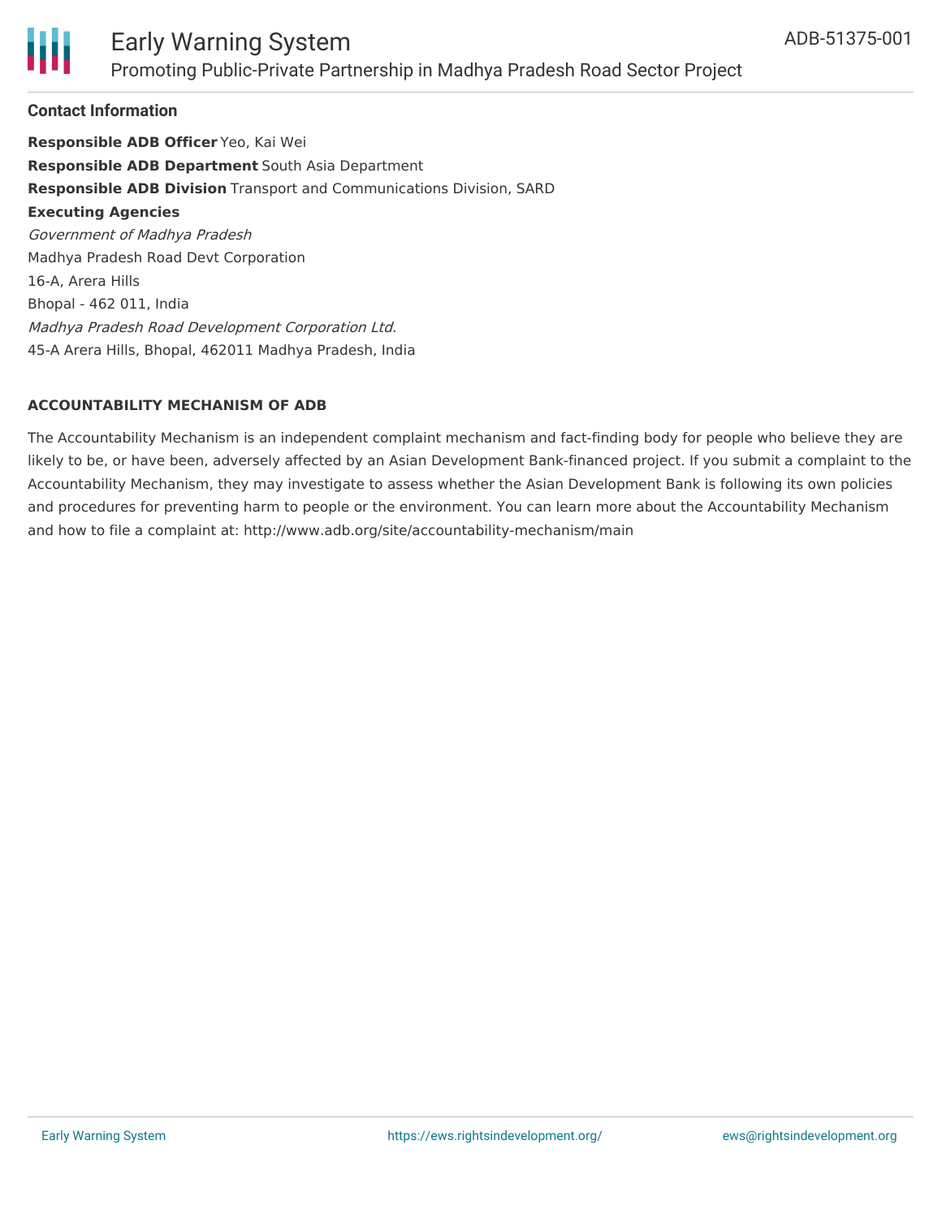### Contact Information

**Responsible ADB Officer** Yeo, Kai Wei
**Responsible ADB Department** South Asia Department
**Responsible ADB Division** Transport and Communications Division, SARD
**Executing Agencies**
*Government of Madhya Pradesh*
Madhya Pradesh Road Devt Corporation
16-A, Arera Hills
Bhopal - 462 011, India
*Madhya Pradesh Road Development Corporation Ltd.*
45-A Arera Hills, Bhopal, 462011 Madhya Pradesh, India

### ACCOUNTABILITY MECHANISM OF ADB

The Accountability Mechanism is an independent complaint mechanism and fact-finding body for people who believe they are likely to be, or have been, adversely affected by an Asian Development Bank-financed project. If you submit a complaint to the Accountability Mechanism, they may investigate to assess whether the Asian Development Bank is following its own policies and procedures for preventing harm to people or the environment. You can learn more about the Accountability Mechanism and how to file a complaint at: http://www.adb.org/site/accountability-mechanism/main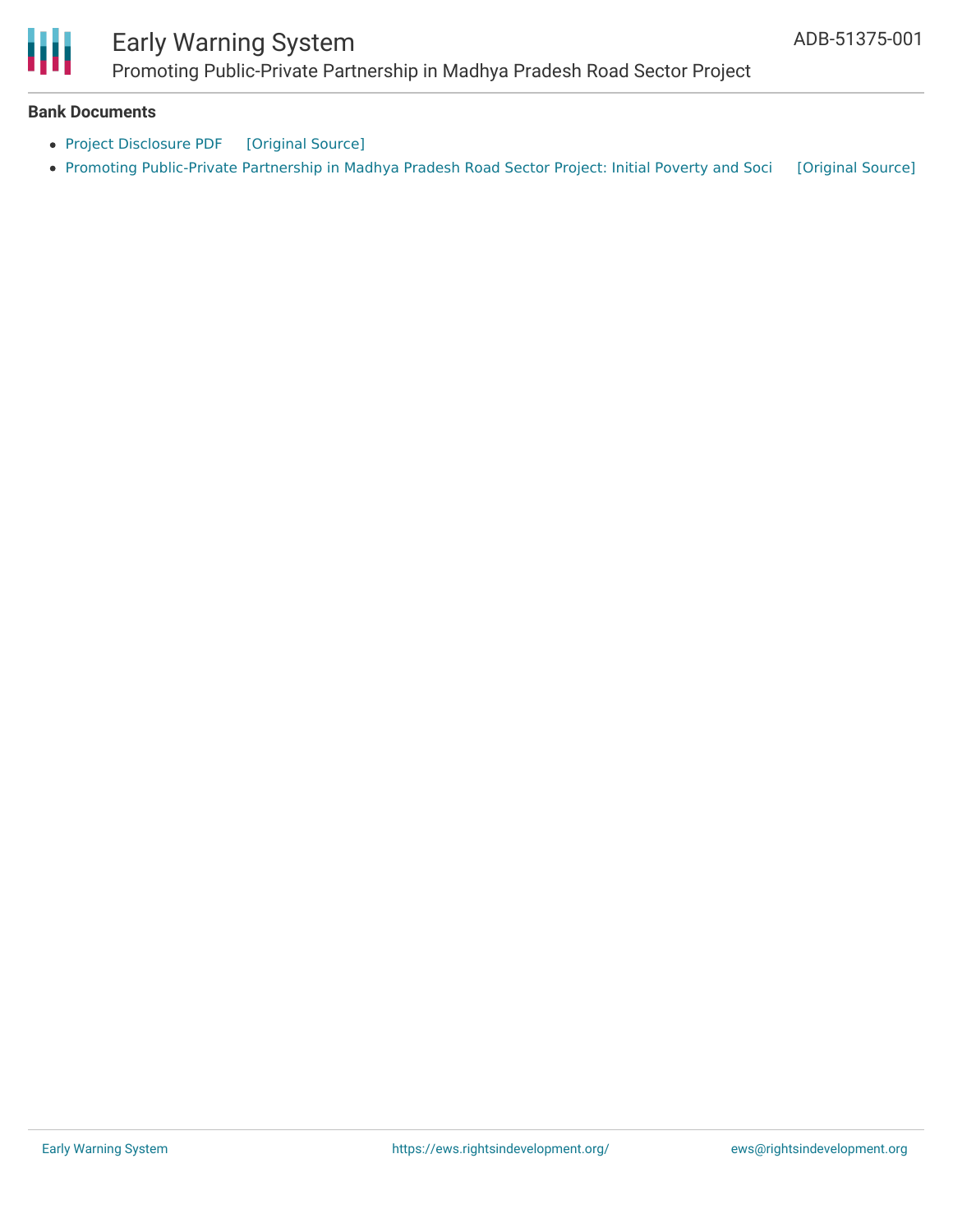**Bank Documents**

- Project Disclosure PDF [Original Source]
- Promoting Public-Private Partnership in Madhya Pradesh Road Sector Project: Initial Poverty and Soci [Original Source]